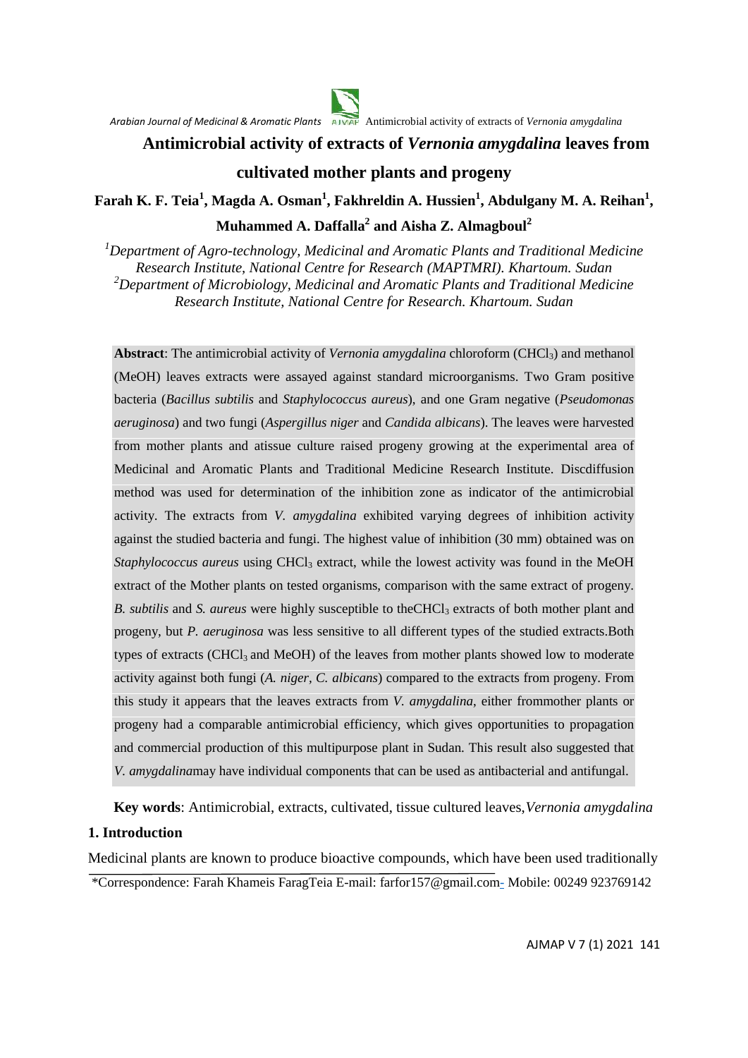# Antimicrobial activity of extracts of *Vernonia amygdalina* leaves from cultivated mother plants and progeny

**Farah K. F. Teia[1], Magda A. Osman[1], Fakhreldin A. Hussien[1], Abdulgany M. A. Reihan[1], Muhammed A. Daffalla[2] and Aisha Z. Almagboul[2]**

*[1]Department of Agro-technology, Medicinal and Aromatic Plants and Traditional Medicine Research Institute, National Centre for Research (MAPTMRI). Khartoum. Sudan*
*[2]Department of Microbiology, Medicinal and Aromatic Plants and Traditional Medicine Research Institute, National Centre for Research. Khartoum. Sudan*

**Abstract**: The antimicrobial activity of *Vernonia amygdalina* chloroform ($CHCl_3$) and methanol (MeOH) leaves extracts were assayed against standard microorganisms. Two Gram positive bacteria (*Bacillus subtilis* and *Staphylococcus aureus*), and one Gram negative (*Pseudomonas aeruginosa*) and two fungi (*Aspergillus niger* and *Candida albicans*). The leaves were harvested from mother plants and atissue culture raised progeny growing at the experimental area of Medicinal and Aromatic Plants and Traditional Medicine Research Institute. Discdiffusion method was used for determination of the inhibition zone as indicator of the antimicrobial activity. The extracts from *V. amygdalina* exhibited varying degrees of inhibition activity against the studied bacteria and fungi. The highest value of inhibition (30 mm) obtained was on *Staphylococcus aureus* using $CHCl_3$ extract, while the lowest activity was found in the MeOH extract of the Mother plants on tested organisms, comparison with the same extract of progeny. *B. subtilis* and *S. aureus* were highly susceptible to the$CHCl_3$ extracts of both mother plant and progeny, but *P. aeruginosa* was less sensitive to all different types of the studied extracts.Both types of extracts ($CHCl_3$ and MeOH) of the leaves from mother plants showed low to moderate activity against both fungi (*A. niger, C. albicans*) compared to the extracts from progeny. From this study it appears that the leaves extracts from *V. amygdalina*, either frommother plants or progeny had a comparable antimicrobial efficiency, which gives opportunities to propagation and commercial production of this multipurpose plant in Sudan. This result also suggested that *V. amygdalina*may have individual components that can be used as antibacterial and antifungal.

**Key words**: Antimicrobial, extracts, cultivated, tissue cultured leaves,*Vernonia amygdalina*

## 1. Introduction

Medicinal plants are known to produce bioactive compounds, which have been used traditionally

\*Correspondence: Farah Khameis FaragTeia E-mail: farfor157@gmail.com- Mobile: 00249 923769142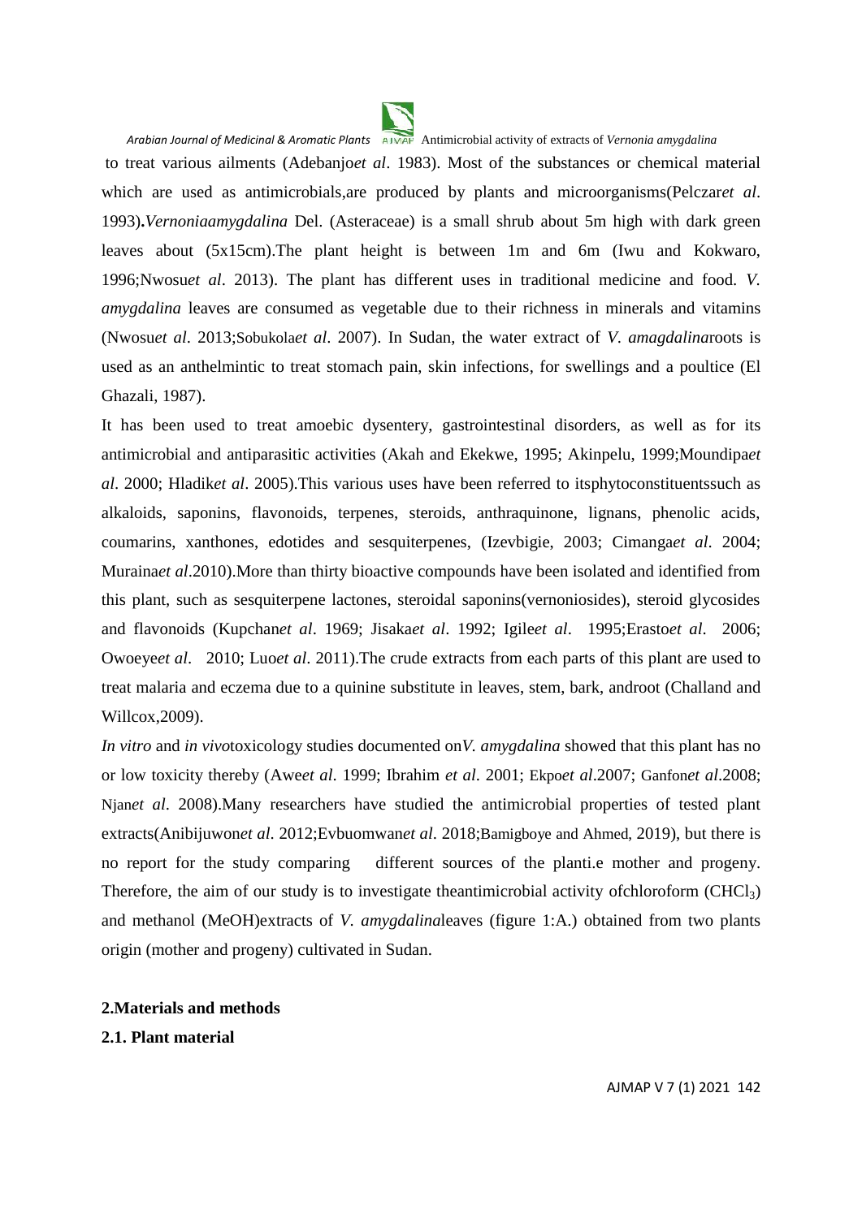to treat various ailments (Adebanjo*et al*. 1983). Most of the substances or chemical material which are used as antimicrobials,are produced by plants and microorganisms(Pelczar*et al*. 1993)**.***Vernoniaamygdalina* Del. (Asteraceae) is a small shrub about 5m high with dark green leaves about (5x15cm).The plant height is between 1m and 6m (Iwu and Kokwaro, 1996;Nwosu*et al*. 2013). The plant has different uses in traditional medicine and food. *V. amygdalina* leaves are consumed as vegetable due to their richness in minerals and vitamins (Nwosu*et al*. 2013;Sobukola*et al*. 2007). In Sudan, the water extract of *V. amagdalina*roots is used as an anthelmintic to treat stomach pain, skin infections, for swellings and a poultice (El Ghazali, 1987).

It has been used to treat amoebic dysentery, gastrointestinal disorders, as well as for its antimicrobial and antiparasitic activities (Akah and Ekekwe, 1995; Akinpelu, 1999;Moundipa*et al*. 2000; Hladik*et al*. 2005).This various uses have been referred to itsphytoconstituentssuch as alkaloids, saponins, flavonoids, terpenes, steroids, anthraquinone, lignans, phenolic acids, coumarins, xanthones, edotides and sesquiterpenes, (Izevbigie, 2003; Cimanga*et al*. 2004; Muraina*et al*.2010).More than thirty bioactive compounds have been isolated and identified from this plant, such as sesquiterpene lactones, steroidal saponins(vernoniosides), steroid glycosides and flavonoids (Kupchan*et al*. 1969; Jisaka*et al*. 1992; Igile*et al*. 1995;Erasto*et al*. 2006; Owoeye*et al*. 2010; Luo*et al*. 2011).The crude extracts from each parts of this plant are used to treat malaria and eczema due to a quinine substitute in leaves, stem, bark, androot (Challand and Willcox,2009).

*In vitro* and *in vivo*toxicology studies documented on*V. amygdalina* showed that this plant has no or low toxicity thereby (Awe*et al*. 1999; Ibrahim *et al*. 2001; Ekpo*et al*.2007; Ganfon*et al*.2008; Njan*et al*. 2008).Many researchers have studied the antimicrobial properties of tested plant extracts(Anibijuwon*et al*. 2012;Evbuomwan*et al*. 2018;Bamigboye and Ahmed, 2019), but there is no report for the study comparing different sources of the planti.e mother and progeny. Therefore, the aim of our study is to investigate theantimicrobial activity ofchloroform ($CHCl_3$) and methanol (MeOH)extracts of *V. amygdalina*leaves (figure 1:A.) obtained from two plants origin (mother and progeny) cultivated in Sudan.

## 2.Materials and methods

### 2.1. Plant material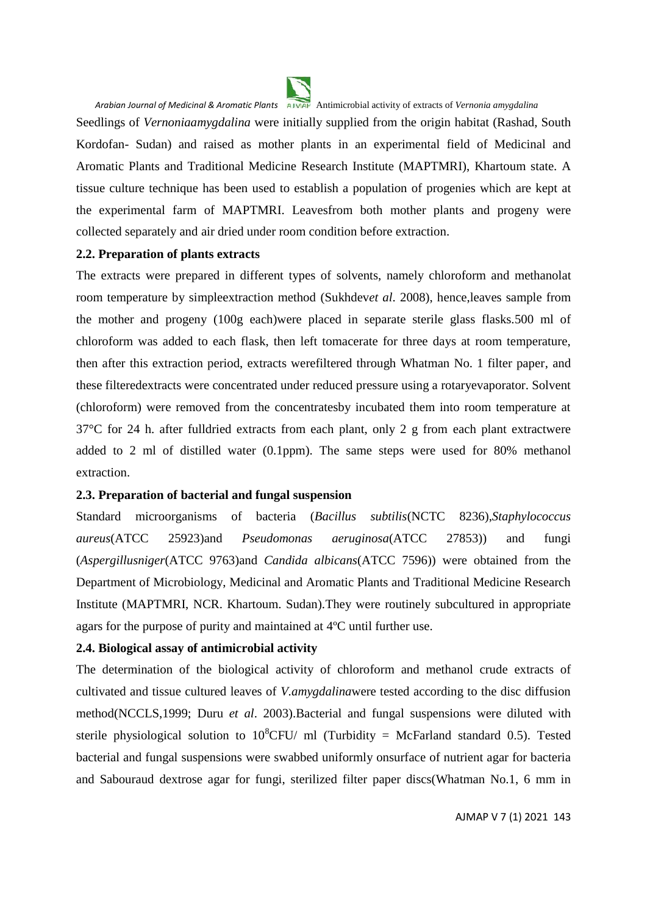Seedlings of *Vernoniaamygdalina* were initially supplied from the origin habitat (Rashad, South Kordofan- Sudan) and raised as mother plants in an experimental field of Medicinal and Aromatic Plants and Traditional Medicine Research Institute (MAPTMRI), Khartoum state. A tissue culture technique has been used to establish a population of progenies which are kept at the experimental farm of MAPTMRI. Leavesfrom both mother plants and progeny were collected separately and air dried under room condition before extraction.

### 2.2. Preparation of plants extracts

The extracts were prepared in different types of solvents, namely chloroform and methanolat room temperature by simpleextraction method (Sukhdev*et al*. 2008), hence,leaves sample from the mother and progeny (100g each)were placed in separate sterile glass flasks.500 ml of chloroform was added to each flask, then left tomacerate for three days at room temperature, then after this extraction period, extracts werefiltered through Whatman No. 1 filter paper, and these filteredextracts were concentrated under reduced pressure using a rotaryevaporator. Solvent (chloroform) were removed from the concentratesby incubated them into room temperature at 37°C for 24 h. after fulldried extracts from each plant, only 2 g from each plant extractwere added to 2 ml of distilled water (0.1ppm). The same steps were used for 80% methanol extraction.

### 2.3. Preparation of bacterial and fungal suspension

Standard microorganisms of bacteria (*Bacillus subtilis*(NCTC 8236),*Staphylococcus aureus*(ATCC 25923)and *Pseudomonas aeruginosa*(ATCC 27853)) and fungi (*Aspergillusniger*(ATCC 9763)and *Candida albicans*(ATCC 7596)) were obtained from the Department of Microbiology, Medicinal and Aromatic Plants and Traditional Medicine Research Institute (MAPTMRI, NCR. Khartoum. Sudan).They were routinely subcultured in appropriate agars for the purpose of purity and maintained at 4ºC until further use.

### 2.4. Biological assay of antimicrobial activity

The determination of the biological activity of chloroform and methanol crude extracts of cultivated and tissue cultured leaves of *V.amygdalina*were tested according to the disc diffusion method(NCCLS,1999; Duru *et al*. 2003).Bacterial and fungal suspensions were diluted with sterile physiological solution to $10^8$CFU/ ml (Turbidity = McFarland standard 0.5). Tested bacterial and fungal suspensions were swabbed uniformly onsurface of nutrient agar for bacteria and Sabouraud dextrose agar for fungi, sterilized filter paper discs(Whatman No.1, 6 mm in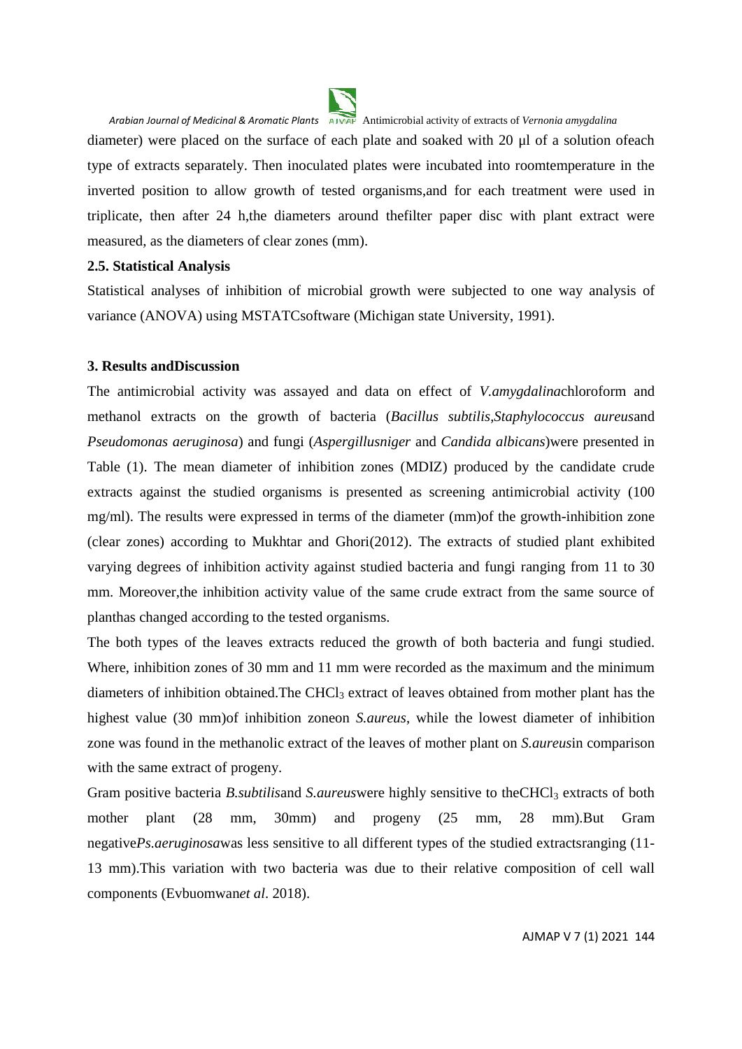diameter) were placed on the surface of each plate and soaked with 20 µl of a solution ofeach type of extracts separately. Then inoculated plates were incubated into roomtemperature in the inverted position to allow growth of tested organisms,and for each treatment were used in triplicate, then after 24 h,the diameters around thefilter paper disc with plant extract were measured, as the diameters of clear zones (mm).

### 2.5. Statistical Analysis

Statistical analyses of inhibition of microbial growth were subjected to one way analysis of variance (ANOVA) using MSTATCsoftware (Michigan state University, 1991).

## 3. Results andDiscussion

The antimicrobial activity was assayed and data on effect of *V.amygdalina*chloroform and methanol extracts on the growth of bacteria (*Bacillus subtilis*,*Staphylococcus aureus*and *Pseudomonas aeruginosa*) and fungi (*Aspergillusniger* and *Candida albicans*)were presented in Table (1). The mean diameter of inhibition zones (MDIZ) produced by the candidate crude extracts against the studied organisms is presented as screening antimicrobial activity (100 mg/ml). The results were expressed in terms of the diameter (mm)of the growth-inhibition zone (clear zones) according to Mukhtar and Ghori(2012). The extracts of studied plant exhibited varying degrees of inhibition activity against studied bacteria and fungi ranging from 11 to 30 mm. Moreover,the inhibition activity value of the same crude extract from the same source of planthas changed according to the tested organisms.

The both types of the leaves extracts reduced the growth of both bacteria and fungi studied. Where, inhibition zones of 30 mm and 11 mm were recorded as the maximum and the minimum diameters of inhibition obtained.The $CHCl_3$ extract of leaves obtained from mother plant has the highest value (30 mm)of inhibition zoneon *S.aureus*, while the lowest diameter of inhibition zone was found in the methanolic extract of the leaves of mother plant on *S.aureus*in comparison with the same extract of progeny.

Gram positive bacteria *B.subtilis*and *S.aureus*were highly sensitive to the$CHCl_3$ extracts of both mother plant (28 mm, 30mm) and progeny (25 mm, 28 mm).But Gram negative*Ps.aeruginosa*was less sensitive to all different types of the studied extractsranging (11-13 mm).This variation with two bacteria was due to their relative composition of cell wall components (Evbuomwan*et al*. 2018).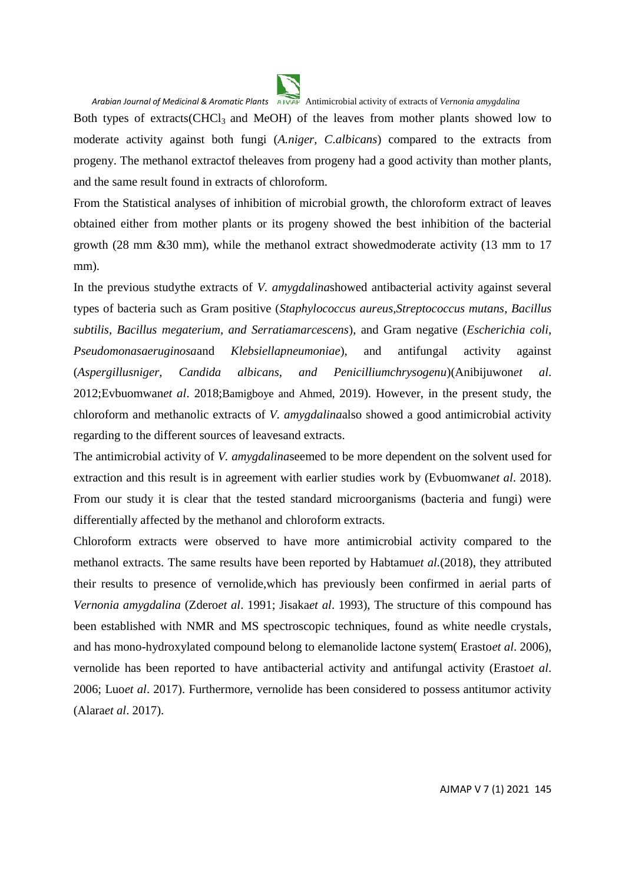Both types of extracts($CHCl_3$ and MeOH) of the leaves from mother plants showed low to moderate activity against both fungi (*A.niger, C.albicans*) compared to the extracts from progeny. The methanol extractof theleaves from progeny had a good activity than mother plants, and the same result found in extracts of chloroform.

From the Statistical analyses of inhibition of microbial growth, the chloroform extract of leaves obtained either from mother plants or its progeny showed the best inhibition of the bacterial growth (28 mm &30 mm), while the methanol extract showedmoderate activity (13 mm to 17 mm).

In the previous studythe extracts of *V. amygdalina*showed antibacterial activity against several types of bacteria such as Gram positive (*Staphylococcus aureus,Streptococcus mutans*, *Bacillus subtilis*, *Bacillus megaterium, and Serratiamarcescens*), and Gram negative (*Escherichia coli*, *Pseudomonasaeruginosa*and *Klebsiellapneumoniae*), and antifungal activity against (*Aspergillusniger, Candida albicans, and Penicilliumchrysogenu*)(Anibijuwon*et al*. 2012;Evbuomwan*et al*. 2018;Bamigboye and Ahmed, 2019). However, in the present study, the chloroform and methanolic extracts of *V. amygdalina*also showed a good antimicrobial activity regarding to the different sources of leavesand extracts.

The antimicrobial activity of *V. amygdalina*seemed to be more dependent on the solvent used for extraction and this result is in agreement with earlier studies work by (Evbuomwan*et al*. 2018). From our study it is clear that the tested standard microorganisms (bacteria and fungi) were differentially affected by the methanol and chloroform extracts.

Chloroform extracts were observed to have more antimicrobial activity compared to the methanol extracts. The same results have been reported by Habtamu*et al*.(2018), they attributed their results to presence of vernolide,which has previously been confirmed in aerial parts of *Vernonia amygdalina* (Zdero*et al*. 1991; Jisaka*et al*. 1993), The structure of this compound has been established with NMR and MS spectroscopic techniques, found as white needle crystals, and has mono-hydroxylated compound belong to elemanolide lactone system( Erasto*et al*. 2006), vernolide has been reported to have antibacterial activity and antifungal activity (Erasto*et al*. 2006; Luo*et al*. 2017). Furthermore, vernolide has been considered to possess antitumor activity (Alara*et al*. 2017).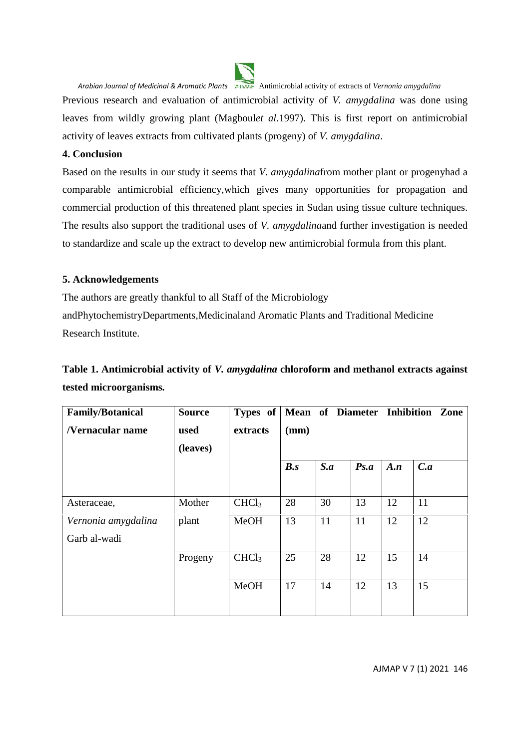Previous research and evaluation of antimicrobial activity of *V. amygdalina* was done using leaves from wildly growing plant (Magboul*et al.*1997). This is first report on antimicrobial activity of leaves extracts from cultivated plants (progeny) of *V. amygdalina*.

## 4. Conclusion

Based on the results in our study it seems that *V. amygdalina*from mother plant or progenyhad a comparable antimicrobial efficiency,which gives many opportunities for propagation and commercial production of this threatened plant species in Sudan using tissue culture techniques. The results also support the traditional uses of *V. amygdalina*and further investigation is needed to standardize and scale up the extract to develop new antimicrobial formula from this plant.

## 5. Acknowledgements

The authors are greatly thankful to all Staff of the Microbiology andPhytochemistryDepartments,Medicinaland Aromatic Plants and Traditional Medicine Research Institute.

**Table 1. Antimicrobial activity of *V. amygdalina* chloroform and methanol extracts against tested microorganisms.**

| Family/Botanical /Vernacular name | Source used (leaves) | Types of extracts | Mean of Diameter Inhibition Zone (mm) | | | | |
|---|---|---|---|---|---|---|---|
| | | | ***B.s*** | ***S.a*** | ***Ps.a*** | ***A.n*** | ***C.a*** |
| Asteraceae, *Vernonia amygdalina* Garb al-wadi | Mother plant | $CHCl_3$ | 28 | 30 | 13 | 12 | 11 |
| | | MeOH | 13 | 11 | 11 | 12 | 12 |
| | Progeny | $CHCl_3$ | 25 | 28 | 12 | 15 | 14 |
| | | MeOH | 17 | 14 | 12 | 13 | 15 |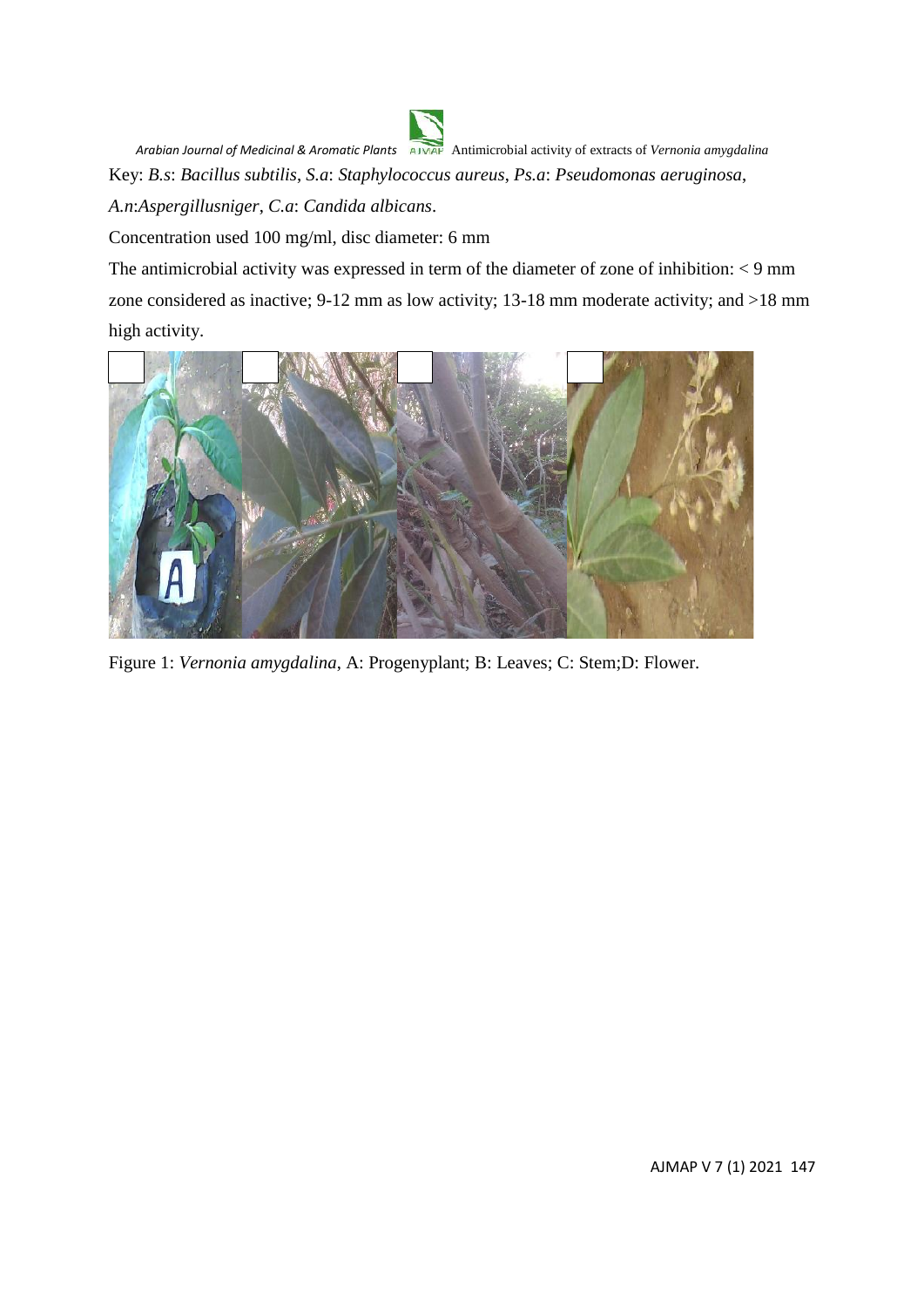Key: *B.s*: *Bacillus subtilis*, *S.a*: *Staphylococcus aureus*, *Ps.a*: *Pseudomonas aeruginosa*, *A.n*:*Aspergillusniger*, *C.a*: *Candida albicans*.

Concentration used 100 mg/ml, disc diameter: 6 mm

The antimicrobial activity was expressed in term of the diameter of zone of inhibition: < 9 mm zone considered as inactive; 9-12 mm as low activity; 13-18 mm moderate activity; and >18 mm high activity.

Figure 1: *Vernonia amygdalina*, A: Progenyplant; B: Leaves; C: Stem;D: Flower.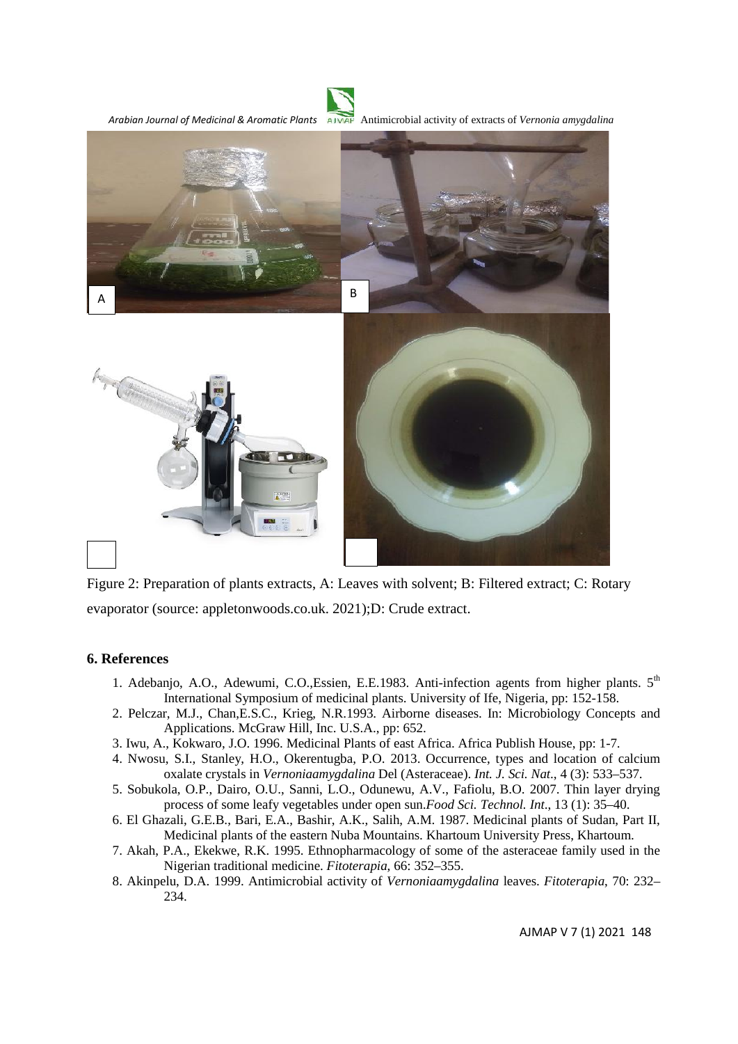Figure 2: Preparation of plants extracts, A: Leaves with solvent; B: Filtered extract; C: Rotary evaporator (source: appletonwoods.co.uk. 2021);D: Crude extract.

## 6. References

1. Adebanjo, A.O., Adewumi, C.O.,Essien, E.E.1983. Anti-infection agents from higher plants. 5th International Symposium of medicinal plants. University of Ife, Nigeria, pp: 152-158.
2. Pelczar, M.J., Chan,E.S.C., Krieg, N.R.1993. Airborne diseases. In: Microbiology Concepts and Applications. McGraw Hill, Inc. U.S.A., pp: 652.
3. Iwu, A., Kokwaro, J.O. 1996. Medicinal Plants of east Africa. Africa Publish House, pp: 1-7.
4. Nwosu, S.I., Stanley, H.O., Okerentugba, P.O. 2013. Occurrence, types and location of calcium oxalate crystals in *Vernoniaamygdalina* Del (Asteraceae). *Int. J. Sci. Nat*., 4 (3): 533–537.
5. Sobukola, O.P., Dairo, O.U., Sanni, L.O., Odunewu, A.V., Fafiolu, B.O. 2007. Thin layer drying process of some leafy vegetables under open sun.*Food Sci. Technol. Int*., 13 (1): 35–40.
6. El Ghazali, G.E.B., Bari, E.A., Bashir, A.K., Salih, A.M. 1987. Medicinal plants of Sudan, Part II, Medicinal plants of the eastern Nuba Mountains. Khartoum University Press, Khartoum.
7. Akah, P.A., Ekekwe, R.K. 1995. Ethnopharmacology of some of the asteraceae family used in the Nigerian traditional medicine. *Fitoterapia*, 66: 352–355.
8. Akinpelu, D.A. 1999. Antimicrobial activity of *Vernoniaamygdalina* leaves. *Fitoterapia*, 70: 232–234.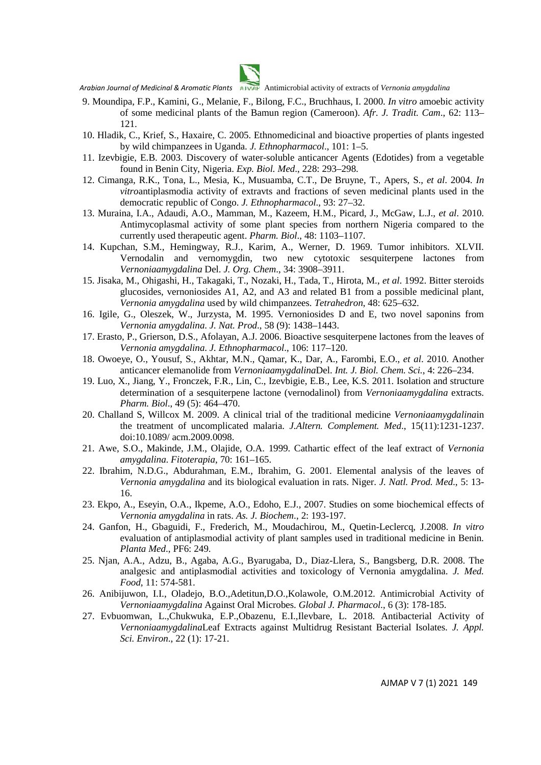9. Moundipa, F.P., Kamini, G., Melanie, F., Bilong, F.C., Bruchhaus, I. 2000. *In vitro* amoebic activity of some medicinal plants of the Bamun region (Cameroon). *Afr. J. Tradit. Cam*., 62: 113–121.
10. Hladik, C., Krief, S., Haxaire, C. 2005. Ethnomedicinal and bioactive properties of plants ingested by wild chimpanzees in Uganda. *J. Ethnopharmacol*., 101: 1–5.
11. Izevbigie, E.B. 2003. Discovery of water-soluble anticancer Agents (Edotides) from a vegetable found in Benin City, Nigeria. *Exp. Biol. Med*., 228: 293–298.
12. Cimanga, R.K., Tona, L., Mesia, K., Musuamba, C.T., De Bruyne, T., Apers, S., *et al*. 2004. *In vitro*antiplasmodia activity of extravts and fractions of seven medicinal plants used in the democratic republic of Congo. *J. Ethnopharmacol*., 93: 27–32.
13. Muraina, I.A., Adaudi, A.O., Mamman, M., Kazeem, H.M., Picard, J., McGaw, L.J., *et al*. 2010. Antimycoplasmal activity of some plant species from northern Nigeria compared to the currently used therapeutic agent. *Pharm. Biol*., 48: 1103–1107.
14. Kupchan, S.M., Hemingway, R.J., Karim, A., Werner, D. 1969. Tumor inhibitors. XLVII. Vernodalin and vernomygdin, two new cytotoxic sesquiterpene lactones from *Vernoniaamygdalina* Del. *J. Org. Chem*., 34: 3908–3911.
15. Jisaka, M., Ohigashi, H., Takagaki, T., Nozaki, H., Tada, T., Hirota, M., *et al*. 1992. Bitter steroids glucosides, vernoniosides A1, A2, and A3 and related B1 from a possible medicinal plant, *Vernonia amygdalina* used by wild chimpanzees. *Tetrahedron*, 48: 625–632.
16. Igile, G., Oleszek, W., Jurzysta, M. 1995. Vernoniosides D and E, two novel saponins from *Vernonia amygdalina*. *J. Nat. Prod*., 58 (9): 1438–1443.
17. Erasto, P., Grierson, D.S., Afolayan, A.J. 2006. Bioactive sesquiterpene lactones from the leaves of *Vernonia amygdalina*. *J. Ethnopharmacol*., 106: 117–120.
18. Owoeye, O., Yousuf, S., Akhtar, M.N., Qamar, K., Dar, A., Farombi, E.O., *et al*. 2010. Another anticancer elemanolide from *Vernoniaamygdalina*Del. *Int. J. Biol. Chem. Sci.*, 4: 226–234.
19. Luo, X., Jiang, Y., Fronczek, F.R., Lin, C., Izevbigie, E.B., Lee, K.S. 2011. Isolation and structure determination of a sesquiterpene lactone (vernodalinol) from *Vernoniaamygdalina* extracts. *Pharm. Biol*., 49 (5): 464–470.
20. Challand S, Willcox M. 2009. A clinical trial of the traditional medicine *Vernoniaamygdalina*in the treatment of uncomplicated malaria. *J.Altern. Complement. Med*., 15(11):1231-1237. doi:10.1089/ acm.2009.0098.
21. Awe, S.O., Makinde, J.M., Olajide, O.A. 1999. Cathartic effect of the leaf extract of *Vernonia amygdalina*. *Fitoterapia*, 70: 161–165.
22. Ibrahim, N.D.G., Abdurahman, E.M., Ibrahim, G. 2001. Elemental analysis of the leaves of *Vernonia amygdalina* and its biological evaluation in rats. Niger. *J. Natl. Prod. Med*., 5: 13-16.
23. Ekpo, A., Eseyin, O.A., Ikpeme, A.O., Edoho, E.J., 2007. Studies on some biochemical effects of *Vernonia amygdalina* in rats. *As. J. Biochem*., 2: 193-197.
24. Ganfon, H., Gbaguidi, F., Frederich, M., Moudachirou, M., Quetin-Leclercq, J.2008. *In vitro* evaluation of antiplasmodial activity of plant samples used in traditional medicine in Benin. *Planta Med*., PF6: 249.
25. Njan, A.A., Adzu, B., Agaba, A.G., Byarugaba, D., Diaz-Llera, S., Bangsberg, D.R. 2008. The analgesic and antiplasmodial activities and toxicology of Vernonia amygdalina. *J. Med. Food*, 11: 574-581.
26. Anibijuwon, I.I., Oladejo, B.O.,Adetitun,D.O.,Kolawole, O.M.2012. Antimicrobial Activity of *Vernoniaamygdalina* Against Oral Microbes. *Global J. Pharmacol.*, 6 (3): 178-185.
27. Evbuomwan, L.,Chukwuka, E.P.,Obazenu, E.I.,Ilevbare, L. 2018. Antibacterial Activity of *Vernoniaamygdalina*Leaf Extracts against Multidrug Resistant Bacterial Isolates. *J. Appl. Sci. Environ*., 22 (1): 17-21.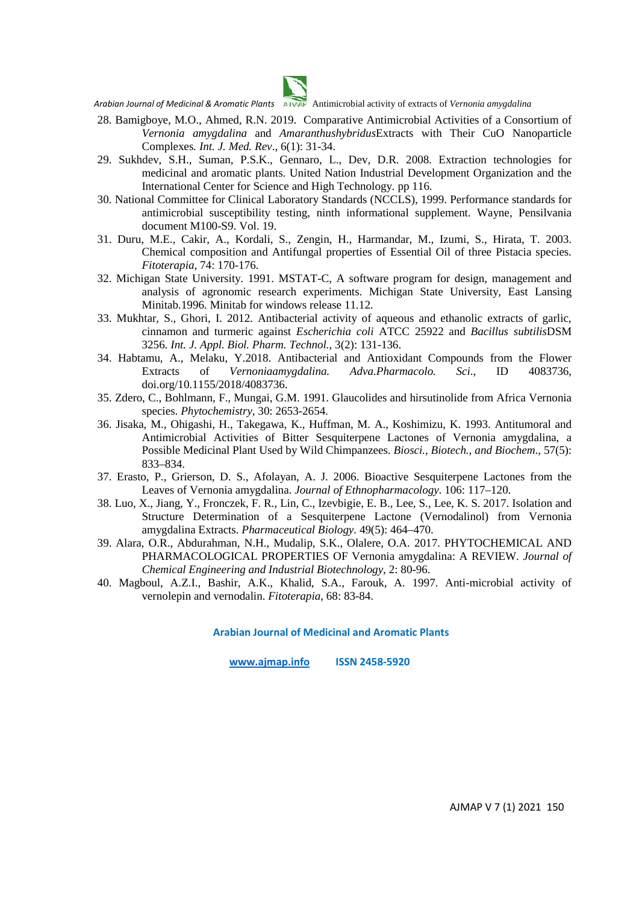28. Bamigboye, M.O., Ahmed, R.N. 2019. Comparative Antimicrobial Activities of a Consortium of *Vernonia amygdalina* and *Amaranthushybridus*Extracts with Their CuO Nanoparticle Complexes. *Int. J. Med. Rev*., 6(1): 31-34.
29. Sukhdev, S.H., Suman, P.S.K., Gennaro, L., Dev, D.R. 2008. Extraction technologies for medicinal and aromatic plants. United Nation Industrial Development Organization and the International Center for Science and High Technology. pp 116.
30. National Committee for Clinical Laboratory Standards (NCCLS), 1999. Performance standards for antimicrobial susceptibility testing, ninth informational supplement. Wayne, Pensilvania document M100-S9. Vol. 19.
31. Duru, M.E., Cakir, A., Kordali, S., Zengin, H., Harmandar, M., Izumi, S., Hirata, T. 2003. Chemical composition and Antifungal properties of Essential Oil of three Pistacia species. *Fitoterapia*, 74: 170-176.
32. Michigan State University. 1991. MSTAT-C, A software program for design, management and analysis of agronomic research experiments. Michigan State University, East Lansing Minitab.1996. Minitab for windows release 11.12.
33. Mukhtar, S., Ghori, I. 2012. Antibacterial activity of aqueous and ethanolic extracts of garlic, cinnamon and turmeric against *Escherichia coli* ATCC 25922 and *Bacillus subtilis*DSM 3256. *Int. J. Appl. Biol. Pharm. Technol.*, 3(2): 131-136.
34. Habtamu, A., Melaku, Y.2018. Antibacterial and Antioxidant Compounds from the Flower Extracts of *Vernoniaamygdalina. Adva.Pharmacolo. Sci*., ID 4083736, doi.org/10.1155/2018/4083736.
35. Zdero, C., Bohlmann, F., Mungai, G.M. 1991. Glaucolides and hirsutinolide from Africa Vernonia species. *Phytochemistry*, 30: 2653-2654.
36. Jisaka, M., Ohigashi, H., Takegawa, K., Huffman, M. A., Koshimizu, K. 1993. Antitumoral and Antimicrobial Activities of Bitter Sesquiterpene Lactones of Vernonia amygdalina, a Possible Medicinal Plant Used by Wild Chimpanzees. *Biosci., Biotech., and Biochem*., 57(5): 833–834.
37. Erasto, P., Grierson, D. S., Afolayan, A. J. 2006. Bioactive Sesquiterpene Lactones from the Leaves of Vernonia amygdalina. *Journal of Ethnopharmacology*. 106: 117–120.
38. Luo, X., Jiang, Y., Fronczek, F. R., Lin, C., Izevbigie, E. B., Lee, S., Lee, K. S. 2017. Isolation and Structure Determination of a Sesquiterpene Lactone (Vernodalinol) from Vernonia amygdalina Extracts. *Pharmaceutical Biology*. 49(5): 464–470.
39. Alara, O.R., Abdurahman, N.H., Mudalip, S.K., Olalere, O.A. 2017. PHYTOCHEMICAL AND PHARMACOLOGICAL PROPERTIES OF Vernonia amygdalina: A REVIEW. *Journal of Chemical Engineering and Industrial Biotechnology*, 2: 80-96.
40. Magboul, A.Z.I., Bashir, A.K., Khalid, S.A., Farouk, A. 1997. Anti-microbial activity of vernolepin and vernodalin. *Fitoterapia*, 68: 83-84.

**Arabian Journal of Medicinal and Aromatic Plants**

**www.ajmap.info** **ISSN 2458-5920**